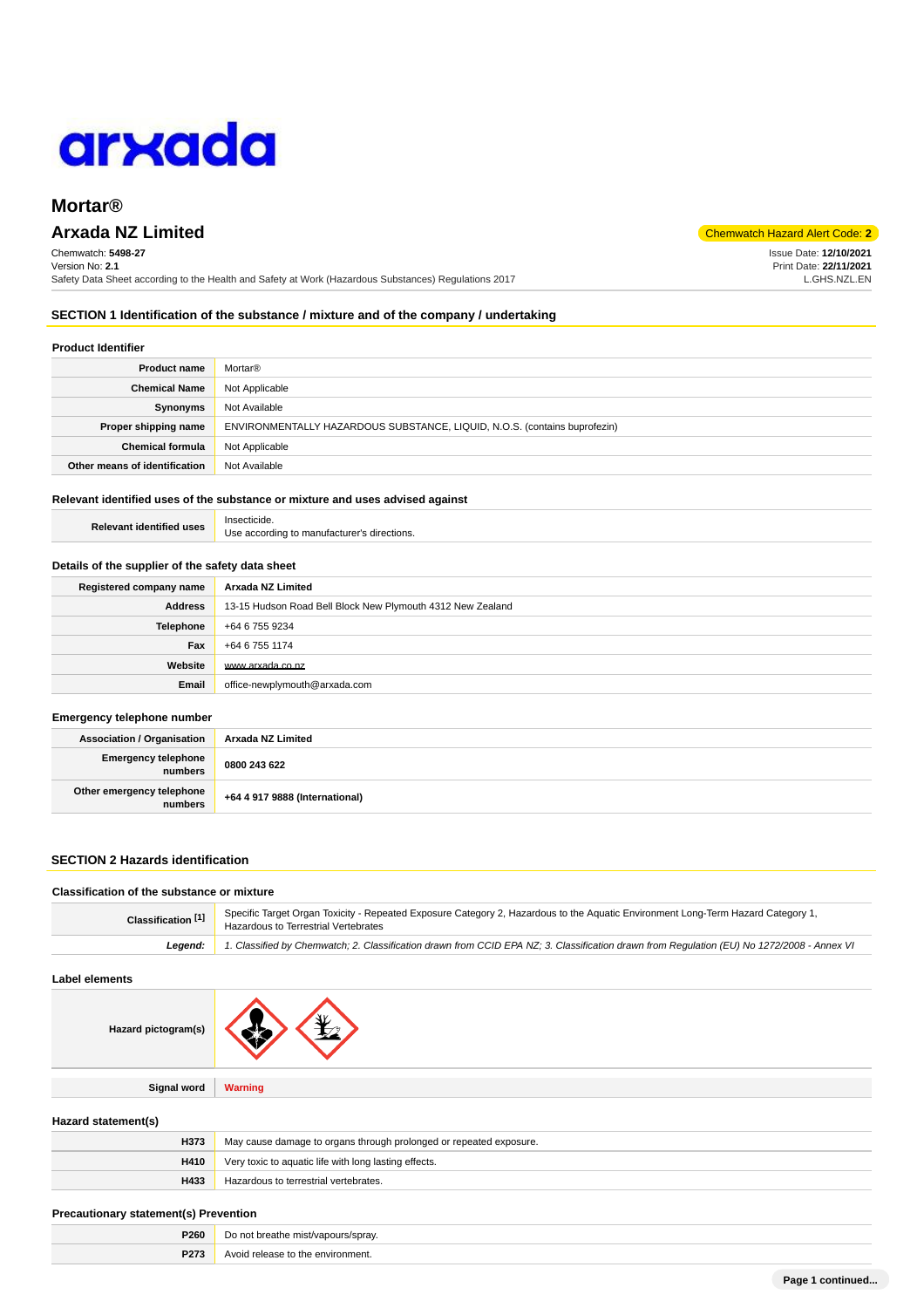# Mortar®

## Arxada NZ Limited

Chemwatch Hazard Alert Code: **2**

Chemwatch: **5498-27**
Version No: **2.1**
Safety Data Sheet according to the Health and Safety at Work (Hazardous Substances) Regulations 2017

Issue Date: **12/10/2021**
Print Date: **22/11/2021**
L.GHS.NZL.EN

## SECTION 1 Identification of the substance / mixture and of the company / undertaking

### Product Identifier

| | |
|---|---|
| **Product name** | Mortar® |
| **Chemical Name** | Not Applicable |
| **Synonyms** | Not Available |
| **Proper shipping name** | ENVIRONMENTALLY HAZARDOUS SUBSTANCE, LIQUID, N.O.S. (contains buprofezin) |
| **Chemical formula** | Not Applicable |
| **Other means of identification** | Not Available |

### Relevant identified uses of the substance or mixture and uses advised against

| | |
|---|---|
| **Relevant identified uses** | Insecticide.<br>Use according to manufacturer's directions. |

### Details of the supplier of the safety data sheet

| | |
|---|---|
| **Registered company name** | **Arxada NZ Limited** |
| **Address** | 13-15 Hudson Road Bell Block New Plymouth 4312 New Zealand |
| **Telephone** | +64 6 755 9234 |
| **Fax** | +64 6 755 1174 |
| **Website** | www.arxada.co.nz |
| **Email** | office-newplymouth@arxada.com |

### Emergency telephone number

| | |
|---|---|
| **Association / Organisation** | **Arxada NZ Limited** |
| **Emergency telephone numbers** | **0800 243 622** |
| **Other emergency telephone numbers** | **+64 4 917 9888 (International)** |

## SECTION 2 Hazards identification

### Classification of the substance or mixture

| | |
|---|---|
| **Classification [1]** | Specific Target Organ Toxicity - Repeated Exposure Category 2, Hazardous to the Aquatic Environment Long-Term Hazard Category 1, Hazardous to Terrestrial Vertebrates |
| ***Legend:*** | *1. Classified by Chemwatch; 2. Classification drawn from CCID EPA NZ; 3. Classification drawn from Regulation (EU) No 1272/2008 - Annex VI* |

### Label elements

| | |
|---|---|
| **Hazard pictogram(s)** | |
| **Signal word** | **Warning** |

### Hazard statement(s)

| | |
|---|---|
| **H373** | May cause damage to organs through prolonged or repeated exposure. |
| **H410** | Very toxic to aquatic life with long lasting effects. |
| **H433** | Hazardous to terrestrial vertebrates. |

### Precautionary statement(s) Prevention

| | |
|---|---|
| **P260** | Do not breathe mist/vapours/spray. |
| **P273** | Avoid release to the environment. |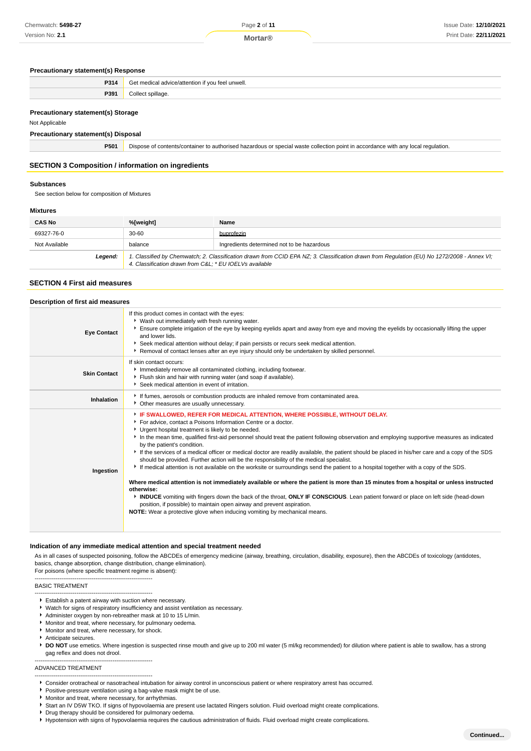### Precautionary statement(s) Response

| | |
|---|---|
| **P314** | Get medical advice/attention if you feel unwell. |
| **P391** | Collect spillage. |

### Precautionary statement(s) Storage

Not Applicable

### Precautionary statement(s) Disposal

| | |
|---|---|
| **P501** | Dispose of contents/container to authorised hazardous or special waste collection point in accordance with any local regulation. |

## SECTION 3 Composition / information on ingredients

### Substances

See section below for composition of Mixtures

### Mixtures

| CAS No | %[weight] | Name |
|---|---|---|
| 69327-76-0 | 30-60 | buprofezin |
| Not Available | balance | Ingredients determined not to be hazardous |
| ***Legend:*** | *1. Classified by Chemwatch; 2. Classification drawn from CCID EPA NZ; 3. Classification drawn from Regulation (EU) No 1272/2008 - Annex VI; 4. Classification drawn from C&L; * EU IOELVs available* | |

## SECTION 4 First aid measures

### Description of first aid measures

| | |
|---|---|
| **Eye Contact** | If this product comes in contact with the eyes:<br>▸ Wash out immediately with fresh running water.<br>▸ Ensure complete irrigation of the eye by keeping eyelids apart and away from eye and moving the eyelids by occasionally lifting the upper and lower lids.<br>▸ Seek medical attention without delay; if pain persists or recurs seek medical attention.<br>▸ Removal of contact lenses after an eye injury should only be undertaken by skilled personnel. |
| **Skin Contact** | If skin contact occurs:<br>▸ Immediately remove all contaminated clothing, including footwear.<br>▸ Flush skin and hair with running water (and soap if available).<br>▸ Seek medical attention in event of irritation. |
| **Inhalation** | ▸ If fumes, aerosols or combustion products are inhaled remove from contaminated area.<br>▸ Other measures are usually unnecessary. |
| **Ingestion** | ▸ **IF SWALLOWED, REFER FOR MEDICAL ATTENTION, WHERE POSSIBLE, WITHOUT DELAY.**<br>▸ For advice, contact a Poisons Information Centre or a doctor.<br>▸ Urgent hospital treatment is likely to be needed.<br>▸ In the mean time, qualified first-aid personnel should treat the patient following observation and employing supportive measures as indicated by the patient's condition.<br>▸ If the services of a medical officer or medical doctor are readily available, the patient should be placed in his/her care and a copy of the SDS should be provided. Further action will be the responsibility of the medical specialist.<br>▸ If medical attention is not available on the worksite or surroundings send the patient to a hospital together with a copy of the SDS.<br><br>**Where medical attention is not immediately available or where the patient is more than 15 minutes from a hospital or unless instructed otherwise:**<br>▸ **INDUCE** vomiting with fingers down the back of the throat, **ONLY IF CONSCIOUS**. Lean patient forward or place on left side (head-down position, if possible) to maintain open airway and prevent aspiration.<br>**NOTE:** Wear a protective glove when inducing vomiting by mechanical means. |

### Indication of any immediate medical attention and special treatment needed

As in all cases of suspected poisoning, follow the ABCDEs of emergency medicine (airway, breathing, circulation, disability, exposure), then the ABCDEs of toxicology (antidotes, basics, change absorption, change distribution, change elimination).
For poisons (where specific treatment regime is absent):

--------------------------------------------------------------
BASIC TREATMENT
--------------------------------------------------------------

- Establish a patent airway with suction where necessary.
- Watch for signs of respiratory insufficiency and assist ventilation as necessary.
- Administer oxygen by non-rebreather mask at 10 to 15 L/min.
- Monitor and treat, where necessary, for pulmonary oedema.
- Monitor and treat, where necessary, for shock.
- Anticipate seizures.
- **DO NOT** use emetics. Where ingestion is suspected rinse mouth and give up to 200 ml water (5 ml/kg recommended) for dilution where patient is able to swallow, has a strong gag reflex and does not drool.

--------------------------------------------------------------
ADVANCED TREATMENT
--------------------------------------------------------------

- Consider orotracheal or nasotracheal intubation for airway control in unconscious patient or where respiratory arrest has occurred.
- Positive-pressure ventilation using a bag-valve mask might be of use.
- Monitor and treat, where necessary, for arrhythmias.
- Start an IV D5W TKO. If signs of hypovolaemia are present use lactated Ringers solution. Fluid overload might create complications.
- Drug therapy should be considered for pulmonary oedema.
- Hypotension with signs of hypovolaemia requires the cautious administration of fluids. Fluid overload might create complications.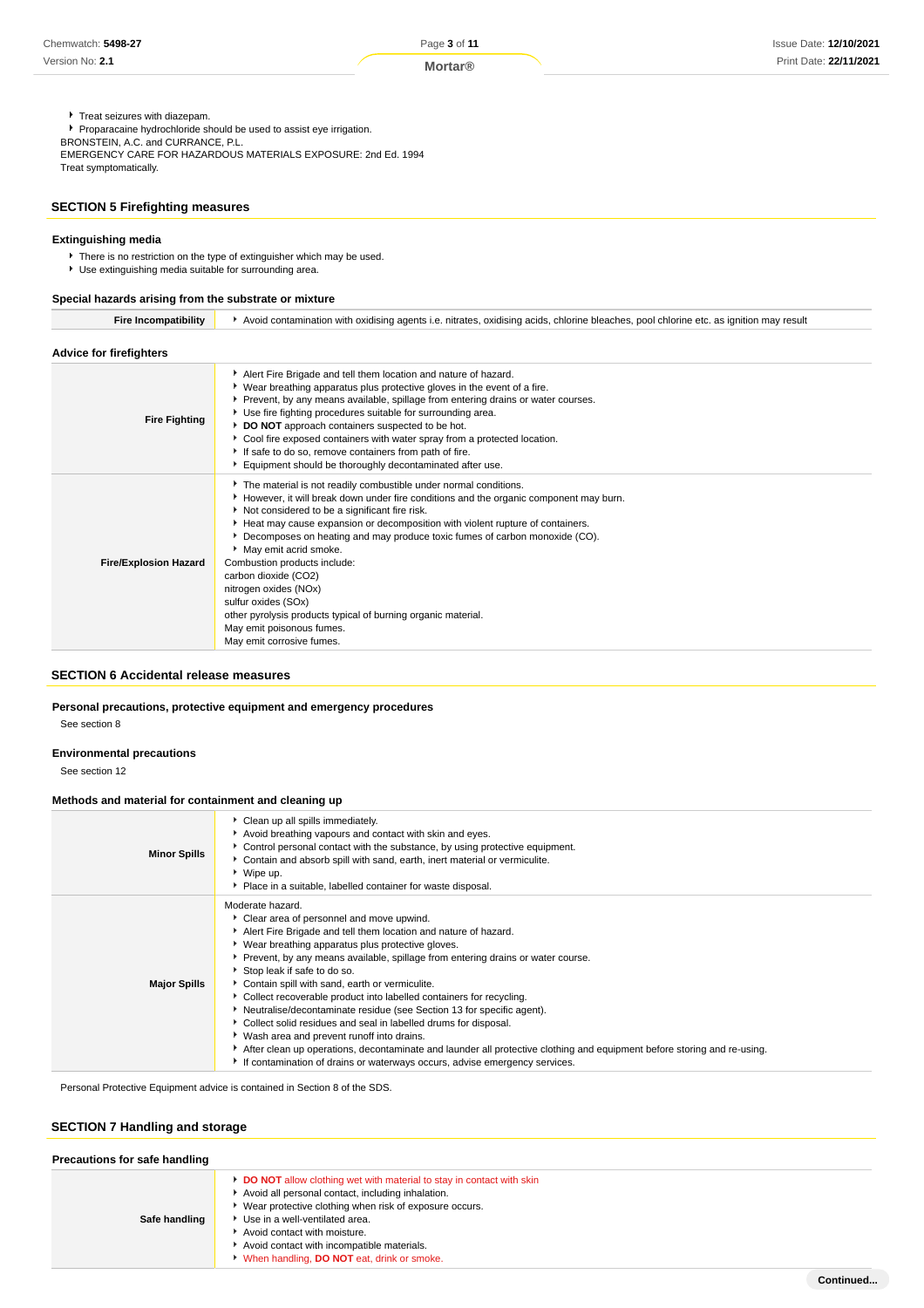- Treat seizures with diazepam.
- Proparacaine hydrochloride should be used to assist eye irrigation.

BRONSTEIN, A.C. and CURRANCE, P.L.
EMERGENCY CARE FOR HAZARDOUS MATERIALS EXPOSURE: 2nd Ed. 1994
Treat symptomatically.

## SECTION 5 Firefighting measures

### Extinguishing media

- There is no restriction on the type of extinguisher which may be used.
- Use extinguishing media suitable for surrounding area.

### Special hazards arising from the substrate or mixture

| | |
|---|---|
| **Fire Incompatibility** | Avoid contamination with oxidising agents i.e. nitrates, oxidising acids, chlorine bleaches, pool chlorine etc. as ignition may result |

### Advice for firefighters

| | |
|---|---|
| **Fire Fighting** | ▸ Alert Fire Brigade and tell them location and nature of hazard.<br>▸ Wear breathing apparatus plus protective gloves in the event of a fire.<br>▸ Prevent, by any means available, spillage from entering drains or water courses.<br>▸ Use fire fighting procedures suitable for surrounding area.<br>▸ **DO NOT** approach containers suspected to be hot.<br>▸ Cool fire exposed containers with water spray from a protected location.<br>▸ If safe to do so, remove containers from path of fire.<br>▸ Equipment should be thoroughly decontaminated after use. |
| **Fire/Explosion Hazard** | ▸ The material is not readily combustible under normal conditions.<br>▸ However, it will break down under fire conditions and the organic component may burn.<br>▸ Not considered to be a significant fire risk.<br>▸ Heat may cause expansion or decomposition with violent rupture of containers.<br>▸ Decomposes on heating and may produce toxic fumes of carbon monoxide (CO).<br>▸ May emit acrid smoke.<br>Combustion products include:<br>carbon dioxide ($CO_2$)<br>nitrogen oxides ($NO_x$)<br>sulfur oxides ($SO_x$)<br>other pyrolysis products typical of burning organic material.<br>May emit poisonous fumes.<br>May emit corrosive fumes. |

## SECTION 6 Accidental release measures

### Personal precautions, protective equipment and emergency procedures

See section 8

### Environmental precautions

See section 12

### Methods and material for containment and cleaning up

| | |
|---|---|
| **Minor Spills** | ▸ Clean up all spills immediately.<br>▸ Avoid breathing vapours and contact with skin and eyes.<br>▸ Control personal contact with the substance, by using protective equipment.<br>▸ Contain and absorb spill with sand, earth, inert material or vermiculite.<br>▸ Wipe up.<br>▸ Place in a suitable, labelled container for waste disposal. |
| **Major Spills** | Moderate hazard.<br>▸ Clear area of personnel and move upwind.<br>▸ Alert Fire Brigade and tell them location and nature of hazard.<br>▸ Wear breathing apparatus plus protective gloves.<br>▸ Prevent, by any means available, spillage from entering drains or water course.<br>▸ Stop leak if safe to do so.<br>▸ Contain spill with sand, earth or vermiculite.<br>▸ Collect recoverable product into labelled containers for recycling.<br>▸ Neutralise/decontaminate residue (see Section 13 for specific agent).<br>▸ Collect solid residues and seal in labelled drums for disposal.<br>▸ Wash area and prevent runoff into drains.<br>▸ After clean up operations, decontaminate and launder all protective clothing and equipment before storing and re-using.<br>▸ If contamination of drains or waterways occurs, advise emergency services. |

Personal Protective Equipment advice is contained in Section 8 of the SDS.

## SECTION 7 Handling and storage

### Precautions for safe handling

| | |
|---|---|
| **Safe handling** | ▸ **DO NOT** allow clothing wet with material to stay in contact with skin<br>▸ Avoid all personal contact, including inhalation.<br>▸ Wear protective clothing when risk of exposure occurs.<br>▸ Use in a well-ventilated area.<br>▸ Avoid contact with moisture.<br>▸ Avoid contact with incompatible materials.<br>▸ When handling, **DO NOT** eat, drink or smoke. |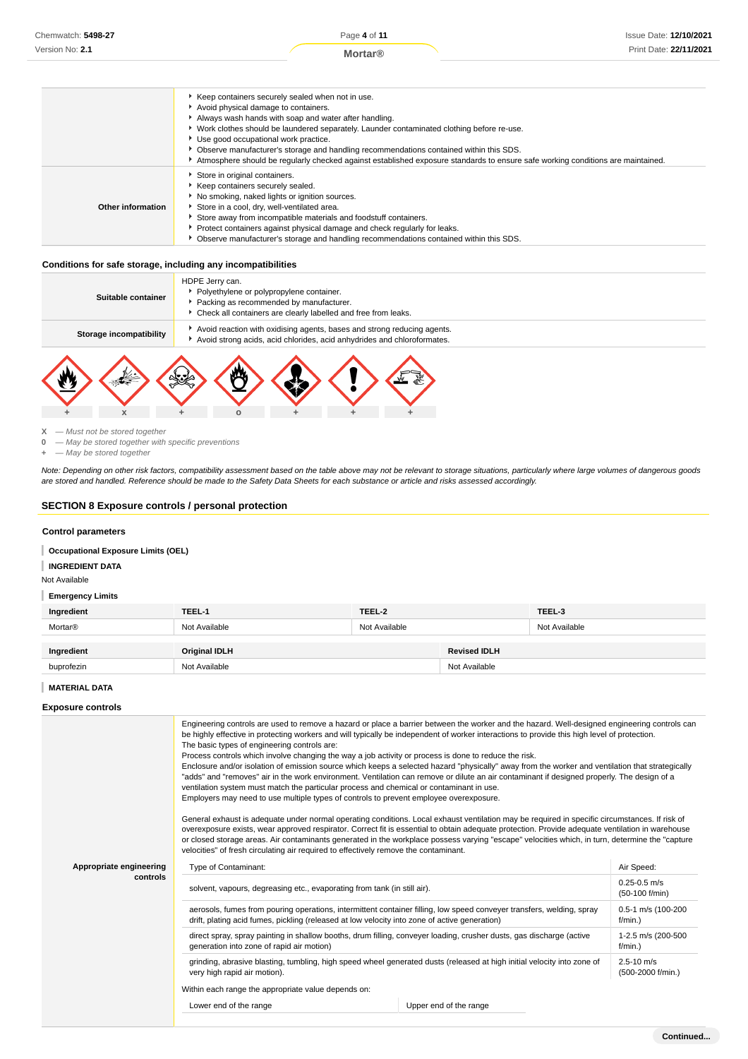| | |
|---|---|
| | - Keep containers securely sealed when not in use.<br>- Avoid physical damage to containers.<br>- Always wash hands with soap and water after handling.<br>- Work clothes should be laundered separately. Launder contaminated clothing before re-use.<br>- Use good occupational work practice.<br>- Observe manufacturer's storage and handling recommendations contained within this SDS.<br>- Atmosphere should be regularly checked against established exposure standards to ensure safe working conditions are maintained. |
| **Other information** | - Store in original containers.<br>- Keep containers securely sealed.<br>- No smoking, naked lights or ignition sources.<br>- Store in a cool, dry, well-ventilated area.<br>- Store away from incompatible materials and foodstuff containers.<br>- Protect containers against physical damage and check regularly for leaks.<br>- Observe manufacturer's storage and handling recommendations contained within this SDS. |

### Conditions for safe storage, including any incompatibilities

| | |
|---|---|
| **Suitable container** | HDPE Jerry can.<br>- Polyethylene or polypropylene container.<br>- Packing as recommended by manufacturer.<br>- Check all containers are clearly labelled and free from leaks. |
| **Storage incompatibility** | - Avoid reaction with oxidising agents, bases and strong reducing agents.<br>- Avoid strong acids, acid chlorides, acid anhydrides and chloroformates. |

| + | X | + | 0 | + | + | + |
|---|---|---|---|---|---|---|

**X** — *Must not be stored together*
**0** — *May be stored together with specific preventions*
**+** — *May be stored together*

*Note: Depending on other risk factors, compatibility assessment based on the table above may not be relevant to storage situations, particularly where large volumes of dangerous goods are stored and handled. Reference should be made to the Safety Data Sheets for each substance or article and risks assessed accordingly.*

## SECTION 8 Exposure controls / personal protection

### Control parameters

**Occupational Exposure Limits (OEL)**

**INGREDIENT DATA**

Not Available

**Emergency Limits**

| Ingredient | TEEL-1 | TEEL-2 | TEEL-3 |
|---|---|---|---|
| Mortar® | Not Available | Not Available | Not Available |

| Ingredient | Original IDLH | Revised IDLH |
|---|---|---|
| buprofezin | Not Available | Not Available |

**MATERIAL DATA**

### Exposure controls

**Appropriate engineering controls**

Engineering controls are used to remove a hazard or place a barrier between the worker and the hazard. Well-designed engineering controls can be highly effective in protecting workers and will typically be independent of worker interactions to provide this high level of protection.
The basic types of engineering controls are:
Process controls which involve changing the way a job activity or process is done to reduce the risk.
Enclosure and/or isolation of emission source which keeps a selected hazard "physically" away from the worker and ventilation that strategically "adds" and "removes" air in the work environment. Ventilation can remove or dilute an air contaminant if designed properly. The design of a ventilation system must match the particular process and chemical or contaminant in use.
Employers may need to use multiple types of controls to prevent employee overexposure.

General exhaust is adequate under normal operating conditions. Local exhaust ventilation may be required in specific circumstances. If risk of overexposure exists, wear approved respirator. Correct fit is essential to obtain adequate protection. Provide adequate ventilation in warehouse or closed storage areas. Air contaminants generated in the workplace possess varying "escape" velocities which, in turn, determine the "capture velocities" of fresh circulating air required to effectively remove the contaminant.

| Type of Contaminant: | Air Speed: |
|---|---|
| solvent, vapours, degreasing etc., evaporating from tank (in still air). | 0.25-0.5 m/s (50-100 f/min) |
| aerosols, fumes from pouring operations, intermittent container filling, low speed conveyer transfers, welding, spray drift, plating acid fumes, pickling (released at low velocity into zone of active generation) | 0.5-1 m/s (100-200 f/min.) |
| direct spray, spray painting in shallow booths, drum filling, conveyer loading, crusher dusts, gas discharge (active generation into zone of rapid air motion) | 1-2.5 m/s (200-500 f/min.) |
| grinding, abrasive blasting, tumbling, high speed wheel generated dusts (released at high initial velocity into zone of very high rapid air motion). | 2.5-10 m/s (500-2000 f/min.) |

Within each range the appropriate value depends on:

| Lower end of the range | Upper end of the range |
|---|---|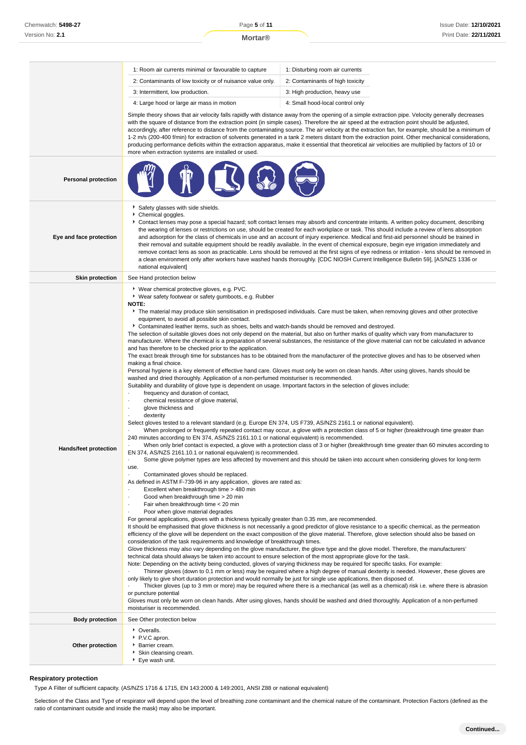| | |
|---|---|
| | 1: Room air currents minimal or favourable to capture / 1: Disturbing room air currents<br>2: Contaminants of low toxicity or of nuisance value only. / 2: Contaminants of high toxicity<br>3: Intermittent, low production. / 3: High production, heavy use<br>4: Large hood or large air mass in motion / 4: Small hood-local control only<br><br>Simple theory shows that air velocity falls rapidly with distance away from the opening of a simple extraction pipe. Velocity generally decreases with the square of distance from the extraction point (in simple cases). Therefore the air speed at the extraction point should be adjusted, accordingly, after reference to distance from the contaminating source. The air velocity at the extraction fan, for example, should be a minimum of 1-2 m/s (200-400 f/min) for extraction of solvents generated in a tank 2 meters distant from the extraction point. Other mechanical considerations, producing performance deficits within the extraction apparatus, make it essential that theoretical air velocities are multiplied by factors of 10 or more when extraction systems are installed or used. |
| **Personal protection** | |
| **Eye and face protection** | ‣ Safety glasses with side shields.<br>‣ Chemical goggles.<br>‣ Contact lenses may pose a special hazard; soft contact lenses may absorb and concentrate irritants. A written policy document, describing the wearing of lenses or restrictions on use, should be created for each workplace or task. This should include a review of lens absorption and adsorption for the class of chemicals in use and an account of injury experience. Medical and first-aid personnel should be trained in their removal and suitable equipment should be readily available. In the event of chemical exposure, begin eye irrigation immediately and remove contact lens as soon as practicable. Lens should be removed at the first signs of eye redness or irritation - lens should be removed in a clean environment only after workers have washed hands thoroughly. [CDC NIOSH Current Intelligence Bulletin 59], [AS/NZS 1336 or national equivalent] |
| **Skin protection** | See Hand protection below |
| **Hands/feet protection** | ‣ Wear chemical protective gloves, e.g. PVC.<br>‣ Wear safety footwear or safety gumboots, e.g. Rubber<br>**NOTE:**<br>‣ The material may produce skin sensitisation in predisposed individuals. Care must be taken, when removing gloves and other protective equipment, to avoid all possible skin contact.<br>‣ Contaminated leather items, such as shoes, belts and watch-bands should be removed and destroyed.<br>The selection of suitable gloves does not only depend on the material, but also on further marks of quality which vary from manufacturer to manufacturer. Where the chemical is a preparation of several substances, the resistance of the glove material can not be calculated in advance and has therefore to be checked prior to the application.<br>The exact break through time for substances has to be obtained from the manufacturer of the protective gloves and has to be observed when making a final choice.<br>Personal hygiene is a key element of effective hand care. Gloves must only be worn on clean hands. After using gloves, hands should be washed and dried thoroughly. Application of a non-perfumed moisturiser is recommended.<br>Suitability and durability of glove type is dependent on usage. Important factors in the selection of gloves include:<br>· frequency and duration of contact,<br>· chemical resistance of glove material,<br>· glove thickness and<br>· dexterity<br>Select gloves tested to a relevant standard (e.g. Europe EN 374, US F739, AS/NZS 2161.1 or national equivalent).<br>· When prolonged or frequently repeated contact may occur, a glove with a protection class of 5 or higher (breakthrough time greater than 240 minutes according to EN 374, AS/NZS 2161.10.1 or national equivalent) is recommended.<br>· When only brief contact is expected, a glove with a protection class of 3 or higher (breakthrough time greater than 60 minutes according to EN 374, AS/NZS 2161.10.1 or national equivalent) is recommended.<br>· Some glove polymer types are less affected by movement and this should be taken into account when considering gloves for long-term use.<br>· Contaminated gloves should be replaced.<br>As defined in ASTM F-739-96 in any application, gloves are rated as:<br>· Excellent when breakthrough time > 480 min<br>· Good when breakthrough time > 20 min<br>· Fair when breakthrough time < 20 min<br>· Poor when glove material degrades<br>For general applications, gloves with a thickness typically greater than 0.35 mm, are recommended.<br>It should be emphasised that glove thickness is not necessarily a good predictor of glove resistance to a specific chemical, as the permeation efficiency of the glove will be dependent on the exact composition of the glove material. Therefore, glove selection should also be based on consideration of the task requirements and knowledge of breakthrough times.<br>Glove thickness may also vary depending on the glove manufacturer, the glove type and the glove model. Therefore, the manufacturers' technical data should always be taken into account to ensure selection of the most appropriate glove for the task.<br>Note: Depending on the activity being conducted, gloves of varying thickness may be required for specific tasks. For example:<br>· Thinner gloves (down to 0.1 mm or less) may be required where a high degree of manual dexterity is needed. However, these gloves are only likely to give short duration protection and would normally be just for single use applications, then disposed of.<br>· Thicker gloves (up to 3 mm or more) may be required where there is a mechanical (as well as a chemical) risk i.e. where there is abrasion or puncture potential<br>Gloves must only be worn on clean hands. After using gloves, hands should be washed and dried thoroughly. Application of a non-perfumed moisturiser is recommended. |
| **Body protection** | See Other protection below |
| **Other protection** | ‣ Overalls.<br>‣ P.V.C apron.<br>‣ Barrier cream.<br>‣ Skin cleansing cream.<br>‣ Eye wash unit. |

### Respiratory protection

Type A Filter of sufficient capacity. (AS/NZS 1716 & 1715, EN 143:2000 & 149:2001, ANSI Z88 or national equivalent)

Selection of the Class and Type of respirator will depend upon the level of breathing zone contaminant and the chemical nature of the contaminant. Protection Factors (defined as the ratio of contaminant outside and inside the mask) may also be important.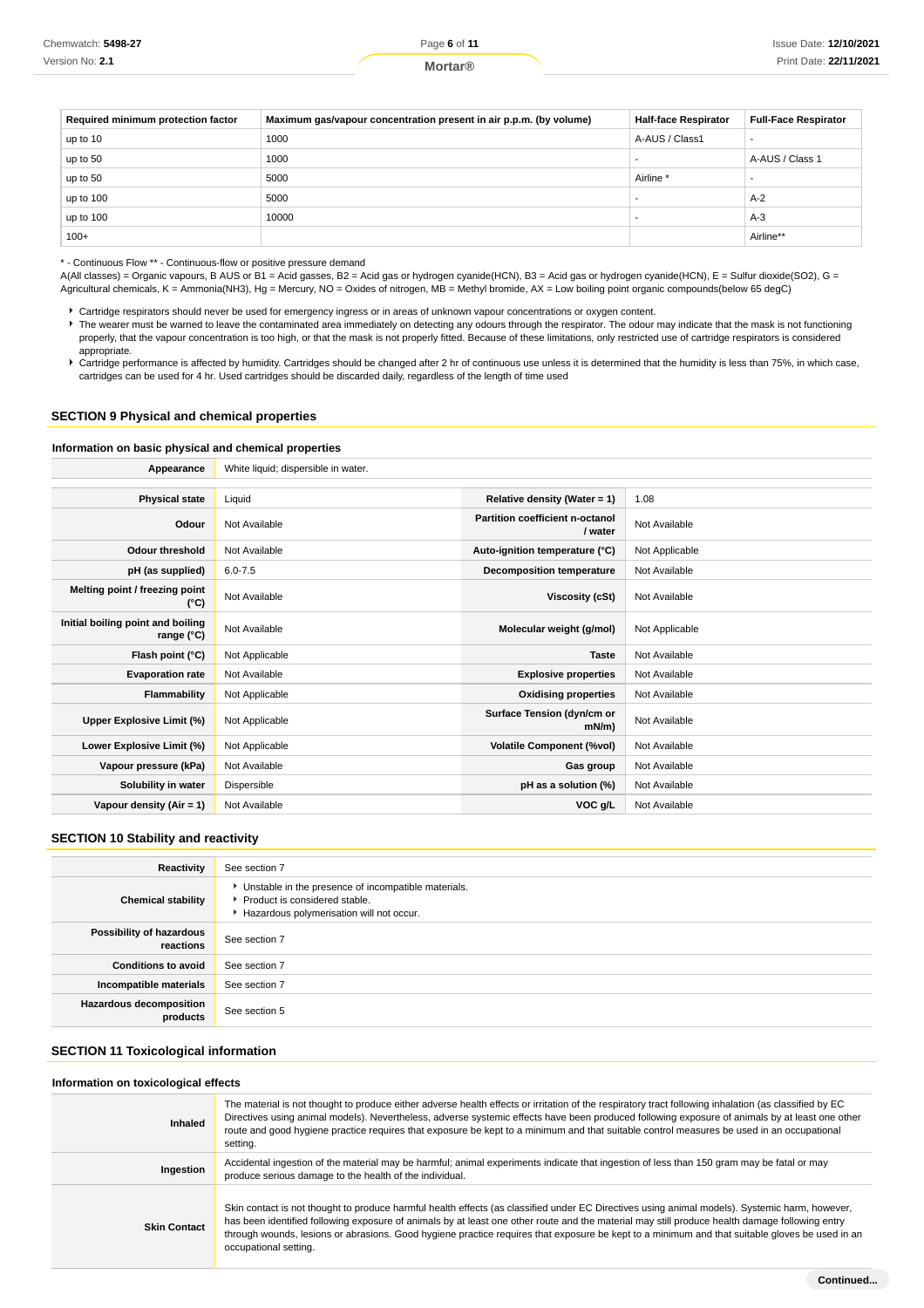| Required minimum protection factor | Maximum gas/vapour concentration present in air p.p.m. (by volume) | Half-face Respirator | Full-Face Respirator |
|---|---|---|---|
| up to 10 | 1000 | A-AUS / Class1 | - |
| up to 50 | 1000 | - | A-AUS / Class 1 |
| up to 50 | 5000 | Airline * | - |
| up to 100 | 5000 | - | A-2 |
| up to 100 | 10000 | - | A-3 |
| 100+ | | | Airline** |

* - Continuous Flow ** - Continuous-flow or positive pressure demand
A(All classes) = Organic vapours, B AUS or B1 = Acid gasses, B2 = Acid gas or hydrogen cyanide(HCN), B3 = Acid gas or hydrogen cyanide(HCN), E = Sulfur dioxide(SO2), G = Agricultural chemicals, K = Ammonia(NH3), Hg = Mercury, NO = Oxides of nitrogen, MB = Methyl bromide, AX = Low boiling point organic compounds(below 65 degC)

- Cartridge respirators should never be used for emergency ingress or in areas of unknown vapour concentrations or oxygen content.
- The wearer must be warned to leave the contaminated area immediately on detecting any odours through the respirator. The odour may indicate that the mask is not functioning properly, that the vapour concentration is too high, or that the mask is not properly fitted. Because of these limitations, only restricted use of cartridge respirators is considered appropriate.
- Cartridge performance is affected by humidity. Cartridges should be changed after 2 hr of continuous use unless it is determined that the humidity is less than 75%, in which case, cartridges can be used for 4 hr. Used cartridges should be discarded daily, regardless of the length of time used

## SECTION 9 Physical and chemical properties

### Information on basic physical and chemical properties

| Appearance | White liquid; dispersible in water. | | |
|---|---|---|---|
| Physical state | Liquid | Relative density (Water = 1) | 1.08 |
| Odour | Not Available | Partition coefficient n-octanol / water | Not Available |
| Odour threshold | Not Available | Auto-ignition temperature (°C) | Not Applicable |
| pH (as supplied) | 6.0-7.5 | Decomposition temperature | Not Available |
| Melting point / freezing point (°C) | Not Available | Viscosity (cSt) | Not Available |
| Initial boiling point and boiling range (°C) | Not Available | Molecular weight (g/mol) | Not Applicable |
| Flash point (°C) | Not Applicable | Taste | Not Available |
| Evaporation rate | Not Available | Explosive properties | Not Available |
| Flammability | Not Applicable | Oxidising properties | Not Available |
| Upper Explosive Limit (%) | Not Applicable | Surface Tension (dyn/cm or mN/m) | Not Available |
| Lower Explosive Limit (%) | Not Applicable | Volatile Component (%vol) | Not Available |
| Vapour pressure (kPa) | Not Available | Gas group | Not Available |
| Solubility in water | Dispersible | pH as a solution (%) | Not Available |
| Vapour density (Air = 1) | Not Available | VOC g/L | Not Available |

## SECTION 10 Stability and reactivity

| Reactivity | See section 7 |
|---|---|
| Chemical stability | - Unstable in the presence of incompatible materials.<br>- Product is considered stable.<br>- Hazardous polymerisation will not occur. |
| Possibility of hazardous reactions | See section 7 |
| Conditions to avoid | See section 7 |
| Incompatible materials | See section 7 |
| Hazardous decomposition products | See section 5 |

## SECTION 11 Toxicological information

### Information on toxicological effects

| Inhaled | The material is not thought to produce either adverse health effects or irritation of the respiratory tract following inhalation (as classified by EC Directives using animal models). Nevertheless, adverse systemic effects have been produced following exposure of animals by at least one other route and good hygiene practice requires that exposure be kept to a minimum and that suitable control measures be used in an occupational setting. |
|---|---|
| Ingestion | Accidental ingestion of the material may be harmful; animal experiments indicate that ingestion of less than 150 gram may be fatal or may produce serious damage to the health of the individual. |
| Skin Contact | Skin contact is not thought to produce harmful health effects (as classified under EC Directives using animal models). Systemic harm, however, has been identified following exposure of animals by at least one other route and the material may still produce health damage following entry through wounds, lesions or abrasions. Good hygiene practice requires that exposure be kept to a minimum and that suitable gloves be used in an occupational setting. |

Continued...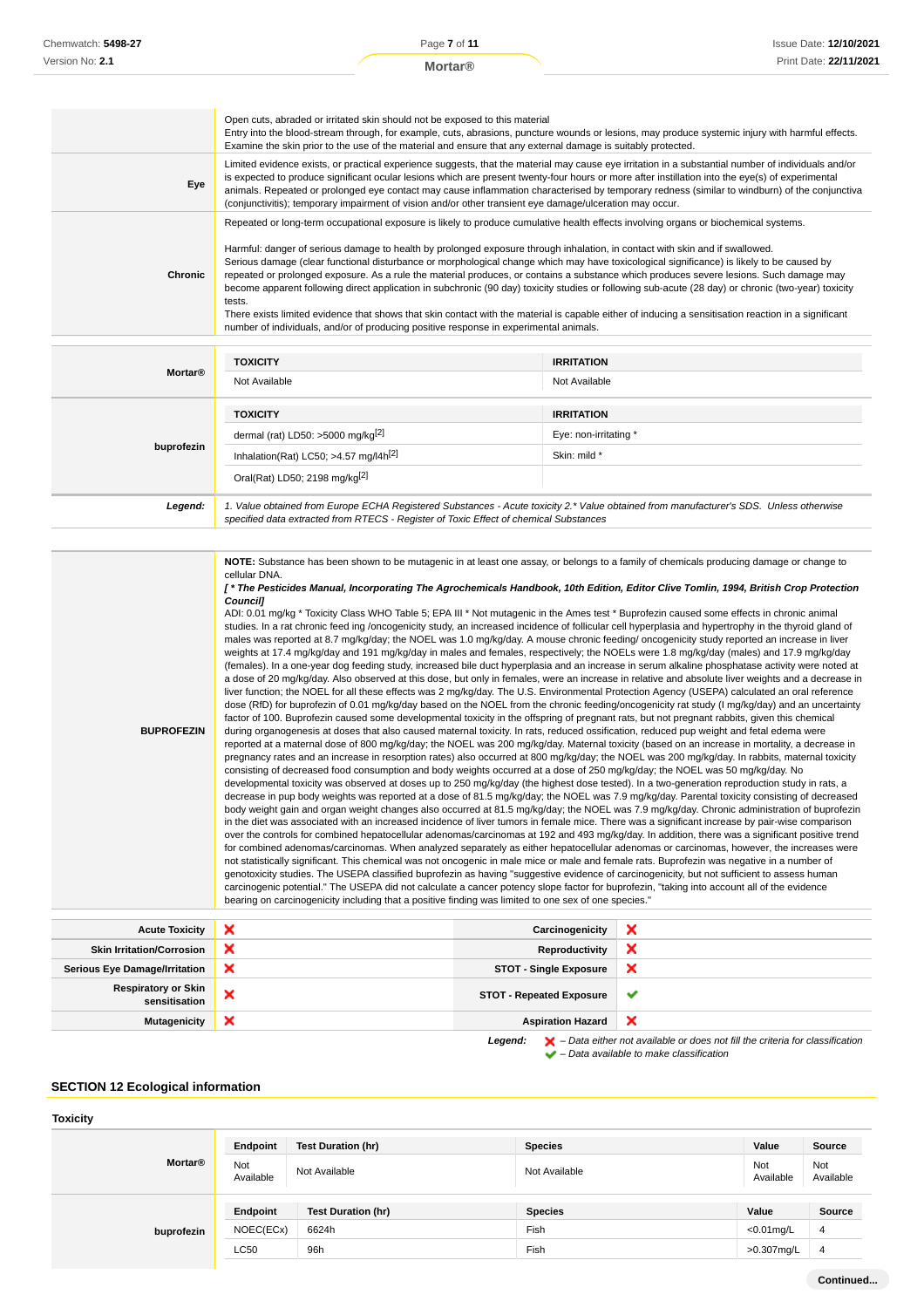| | |
|---|---|
| | Open cuts, abraded or irritated skin should not be exposed to this material<br>Entry into the blood-stream through, for example, cuts, abrasions, puncture wounds or lesions, may produce systemic injury with harmful effects. Examine the skin prior to the use of the material and ensure that any external damage is suitably protected. |
| **Eye** | Limited evidence exists, or practical experience suggests, that the material may cause eye irritation in a substantial number of individuals and/or is expected to produce significant ocular lesions which are present twenty-four hours or more after instillation into the eye(s) of experimental animals. Repeated or prolonged eye contact may cause inflammation characterised by temporary redness (similar to windburn) of the conjunctiva (conjunctivitis); temporary impairment of vision and/or other transient eye damage/ulceration may occur. |
| **Chronic** | Repeated or long-term occupational exposure is likely to produce cumulative health effects involving organs or biochemical systems.<br><br>Harmful: danger of serious damage to health by prolonged exposure through inhalation, in contact with skin and if swallowed.<br>Serious damage (clear functional disturbance or morphological change which may have toxicological significance) is likely to be caused by repeated or prolonged exposure. As a rule the material produces, or contains a substance which produces severe lesions. Such damage may become apparent following direct application in subchronic (90 day) toxicity studies or following sub-acute (28 day) or chronic (two-year) toxicity tests.<br>There exists limited evidence that shows that skin contact with the material is capable either of inducing a sensitisation reaction in a significant number of individuals, and/or of producing positive response in experimental animals. |

| | TOXICITY | IRRITATION |
|---|---|---|
| **Mortar®** | Not Available | Not Available |
| **buprofezin** | dermal (rat) LD50: >5000 mg/kg[2] | Eye: non-irritating * |
| | Inhalation(Rat) LC50; >4.57 mg/l4h[2] | Skin: mild * |
| | Oral(Rat) LD50; 2198 mg/kg[2] | |
| ***Legend:*** | *1. Value obtained from Europe ECHA Registered Substances - Acute toxicity 2.* Value obtained from manufacturer's SDS. Unless otherwise specified data extracted from RTECS - Register of Toxic Effect of chemical Substances* | |

| | |
|---|---|
| **BUPROFEZIN** | **NOTE:** Substance has been shown to be mutagenic in at least one assay, or belongs to a family of chemicals producing damage or change to cellular DNA.<br>***[ * The Pesticides Manual, Incorporating The Agrochemicals Handbook, 10th Edition, Editor Clive Tomlin, 1994, British Crop Protection Council]***<br>ADI: 0.01 mg/kg * Toxicity Class WHO Table 5; EPA III * Not mutagenic in the Ames test * Buprofezin caused some effects in chronic animal studies. In a rat chronic feed ing /oncogenicity study, an increased incidence of follicular cell hyperplasia and hypertrophy in the thyroid gland of males was reported at 8.7 mg/kg/day; the NOEL was 1.0 mg/kg/day. A mouse chronic feeding/ oncogenicity study reported an increase in liver weights at 17.4 mg/kg/day and 191 mg/kg/day in males and females, respectively; the NOELs were 1.8 mg/kg/day (males) and 17.9 mg/kg/day (females). In a one-year dog feeding study, increased bile duct hyperplasia and an increase in serum alkaline phosphatase activity were noted at a dose of 20 mg/kg/day. Also observed at this dose, but only in females, were an increase in relative and absolute liver weights and a decrease in liver function; the NOEL for all these effects was 2 mg/kg/day. The U.S. Environmental Protection Agency (USEPA) calculated an oral reference dose (RfD) for buprofezin of 0.01 mg/kg/day based on the NOEL from the chronic feeding/oncogenicity rat study (l mg/kg/day) and an uncertainty factor of 100. Buprofezin caused some developmental toxicity in the offspring of pregnant rats, but not pregnant rabbits, given this chemical during organogenesis at doses that also caused maternal toxicity. In rats, reduced ossification, reduced pup weight and fetal edema were reported at a maternal dose of 800 mg/kg/day; the NOEL was 200 mg/kg/day. Maternal toxicity (based on an increase in mortality, a decrease in pregnancy rates and an increase in resorption rates) also occurred at 800 mg/kg/day; the NOEL was 200 mg/kg/day. In rabbits, maternal toxicity consisting of decreased food consumption and body weights occurred at a dose of 250 mg/kg/day; the NOEL was 50 mg/kg/day. No developmental toxicity was observed at doses up to 250 mg/kg/day (the highest dose tested). In a two-generation reproduction study in rats, a decrease in pup body weights was reported at a dose of 81.5 mg/kg/day; the NOEL was 7.9 mg/kg/day. Parental toxicity consisting of decreased body weight gain and organ weight changes also occurred at 81.5 mg/kg/day; the NOEL was 7.9 mg/kg/day. Chronic administration of buprofezin in the diet was associated with an increased incidence of liver tumors in female mice. There was a significant increase by pair-wise comparison over the controls for combined hepatocellular adenomas/carcinomas at 192 and 493 mg/kg/day. In addition, there was a significant positive trend for combined adenomas/carcinomas. When analyzed separately as either hepatocellular adenomas or carcinomas, however, the increases were not statistically significant. This chemical was not oncogenic in male mice or male and female rats. Buprofezin was negative in a number of genotoxicity studies. The USEPA classified buprofezin as having "suggestive evidence of carcinogenicity, but not sufficient to assess human carcinogenic potential." The USEPA did not calculate a cancer potency slope factor for buprofezin, "taking into account all of the evidence bearing on carcinogenicity including that a positive finding was limited to one sex of one species." |

| | | | |
|---|---|---|---|
| **Acute Toxicity** | ✘ | **Carcinogenicity** | ✘ |
| **Skin Irritation/Corrosion** | ✘ | **Reproductivity** | ✘ |
| **Serious Eye Damage/Irritation** | ✘ | **STOT - Single Exposure** | ✘ |
| **Respiratory or Skin sensitisation** | ✘ | **STOT - Repeated Exposure** | ✔ |
| **Mutagenicity** | ✘ | **Aspiration Hazard** | ✘ |

***Legend:*** ✘ *– Data either not available or does not fill the criteria for classification*
✔ *– Data available to make classification*

## SECTION 12 Ecological information

### Toxicity

| | Endpoint | Test Duration (hr) | Species | Value | Source |
|---|---|---|---|---|---|
| **Mortar®** | Not Available | Not Available | Not Available | Not Available | Not Available |
| **buprofezin** | NOEC(ECx) | 6624h | Fish | <0.01mg/L | 4 |
| | LC50 | 96h | Fish | >0.307mg/L | 4 |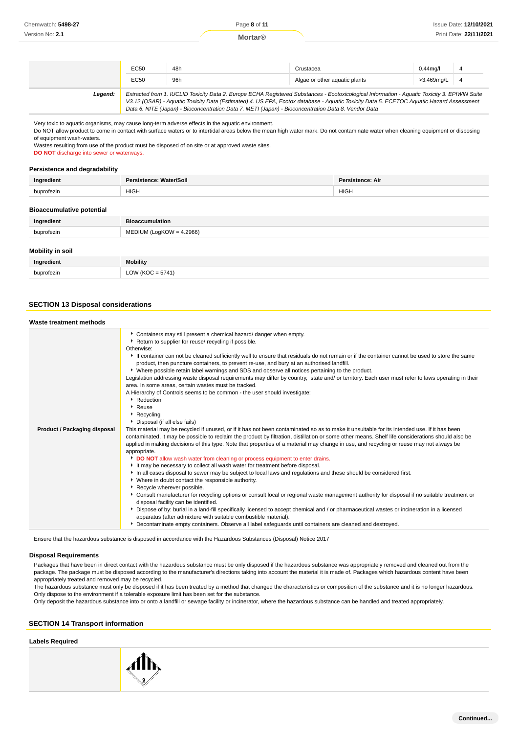|  | EC50 | 48h | Crustacea | 0.44mg/l | 4 |
|---|---|---|---|---|---|
|  | EC50 | 96h | Algae or other aquatic plants | >3.469mg/L | 4 |
| ***Legend:*** | *Extracted from 1. IUCLID Toxicity Data 2. Europe ECHA Registered Substances - Ecotoxicological Information - Aquatic Toxicity 3. EPIWIN Suite V3.12 (QSAR) - Aquatic Toxicity Data (Estimated) 4. US EPA, Ecotox database - Aquatic Toxicity Data 5. ECETOC Aquatic Hazard Assessment Data 6. NITE (Japan) - Bioconcentration Data 7. METI (Japan) - Bioconcentration Data 8. Vendor Data* | | | | |

Very toxic to aquatic organisms, may cause long-term adverse effects in the aquatic environment.
Do NOT allow product to come in contact with surface waters or to intertidal areas below the mean high water mark. Do not contaminate water when cleaning equipment or disposing of equipment wash-waters.
Wastes resulting from use of the product must be disposed of on site or at approved waste sites.
**DO NOT** discharge into sewer or waterways.

### Persistence and degradability

| Ingredient | Persistence: Water/Soil | Persistence: Air |
|---|---|---|
| buprofezin | HIGH | HIGH |

### Bioaccumulative potential

| Ingredient | Bioaccumulation |
|---|---|
| buprofezin | MEDIUM (LogKOW = 4.2966) |

### Mobility in soil

| Ingredient | Mobility |
|---|---|
| buprofezin | LOW (KOC = 5741) |

## SECTION 13 Disposal considerations

### Waste treatment methods

| | |
|---|---|
| **Product / Packaging disposal** | ▸ Containers may still present a chemical hazard/ danger when empty.<br>▸ Return to supplier for reuse/ recycling if possible.<br>Otherwise:<br>▸ If container can not be cleaned sufficiently well to ensure that residuals do not remain or if the container cannot be used to store the same product, then puncture containers, to prevent re-use, and bury at an authorised landfill.<br>▸ Where possible retain label warnings and SDS and observe all notices pertaining to the product.<br>Legislation addressing waste disposal requirements may differ by country, state and/ or territory. Each user must refer to laws operating in their area. In some areas, certain wastes must be tracked.<br>A Hierarchy of Controls seems to be common - the user should investigate:<br>▸ Reduction<br>▸ Reuse<br>▸ Recycling<br>▸ Disposal (if all else fails)<br>This material may be recycled if unused, or if it has not been contaminated so as to make it unsuitable for its intended use. If it has been contaminated, it may be possible to reclaim the product by filtration, distillation or some other means. Shelf life considerations should also be applied in making decisions of this type. Note that properties of a material may change in use, and recycling or reuse may not always be appropriate.<br>▸ **DO NOT** allow wash water from cleaning or process equipment to enter drains.<br>▸ It may be necessary to collect all wash water for treatment before disposal.<br>▸ In all cases disposal to sewer may be subject to local laws and regulations and these should be considered first.<br>▸ Where in doubt contact the responsible authority.<br>▸ Recycle wherever possible.<br>▸ Consult manufacturer for recycling options or consult local or regional waste management authority for disposal if no suitable treatment or disposal facility can be identified.<br>▸ Dispose of by: burial in a land-fill specifically licensed to accept chemical and / or pharmaceutical wastes or incineration in a licensed apparatus (after admixture with suitable combustible material).<br>▸ Decontaminate empty containers. Observe all label safeguards until containers are cleaned and destroyed. |

Ensure that the hazardous substance is disposed in accordance with the Hazardous Substances (Disposal) Notice 2017

### Disposal Requirements

Packages that have been in direct contact with the hazardous substance must be only disposed if the hazardous substance was appropriately removed and cleaned out from the package. The package must be disposed according to the manufacturer's directions taking into account the material it is made of. Packages which hazardous content have been appropriately treated and removed may be recycled.
The hazardous substance must only be disposed if it has been treated by a method that changed the characteristics or composition of the substance and it is no longer hazardous.
Only dispose to the environment if a tolerable exposure limit has been set for the substance.
Only deposit the hazardous substance into or onto a landfill or sewage facility or incinerator, where the hazardous substance can be handled and treated appropriately.

## SECTION 14 Transport information

### Labels Required

Continued...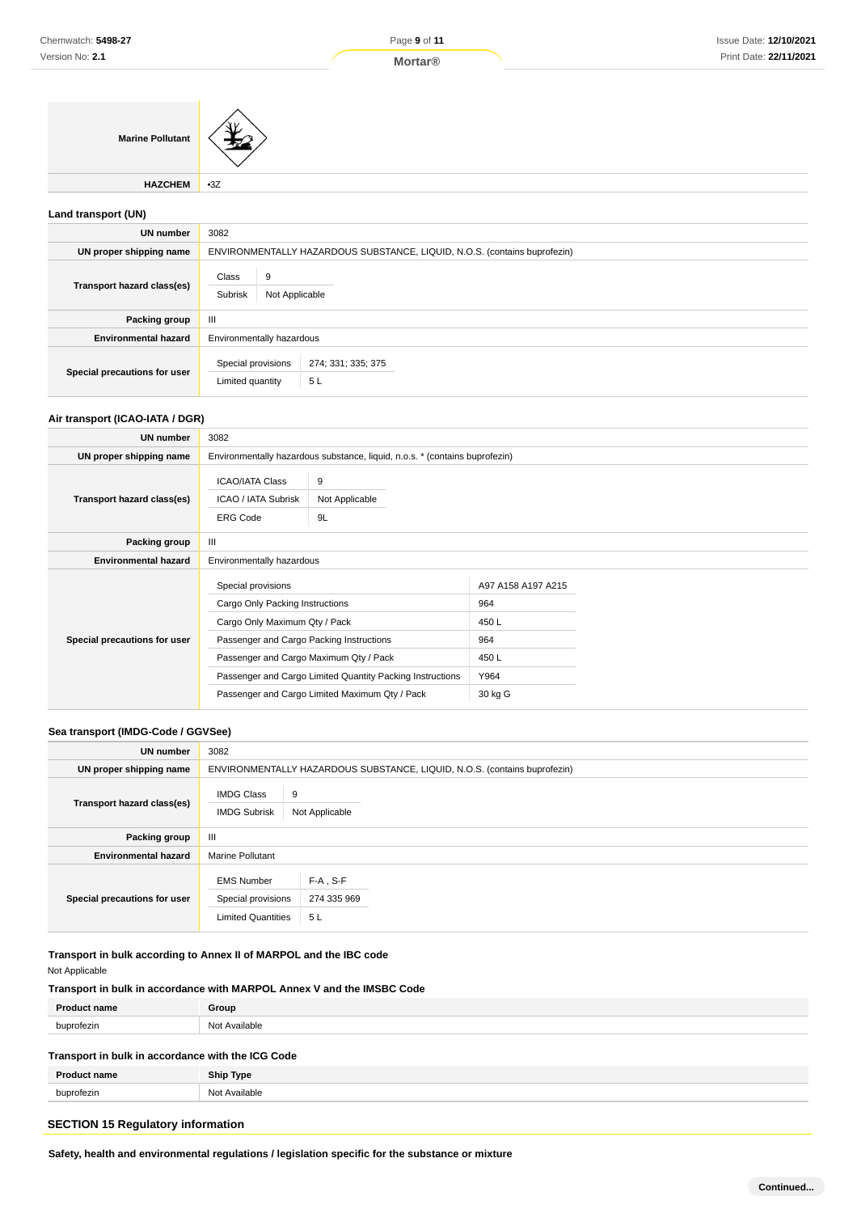| | |
|---|---|
| **Marine Pollutant** | |
| **HAZCHEM** | •3Z |

### Land transport (UN)

| | |
|---|---|
| **UN number** | 3082 |
| **UN proper shipping name** | ENVIRONMENTALLY HAZARDOUS SUBSTANCE, LIQUID, N.O.S. (contains buprofezin) |
| **Transport hazard class(es)** | Class: 9<br>Subrisk: Not Applicable |
| **Packing group** | III |
| **Environmental hazard** | Environmentally hazardous |
| **Special precautions for user** | Special provisions: 274; 331; 335; 375<br>Limited quantity: 5 L |

### Air transport (ICAO-IATA / DGR)

| | |
|---|---|
| **UN number** | 3082 |
| **UN proper shipping name** | Environmentally hazardous substance, liquid, n.o.s. * (contains buprofezin) |
| **Transport hazard class(es)** | ICAO/IATA Class: 9<br>ICAO / IATA Subrisk: Not Applicable<br>ERG Code: 9L |
| **Packing group** | III |
| **Environmental hazard** | Environmentally hazardous |
| **Special precautions for user** | Special provisions: A97 A158 A197 A215<br>Cargo Only Packing Instructions: 964<br>Cargo Only Maximum Qty / Pack: 450 L<br>Passenger and Cargo Packing Instructions: 964<br>Passenger and Cargo Maximum Qty / Pack: 450 L<br>Passenger and Cargo Limited Quantity Packing Instructions: Y964<br>Passenger and Cargo Limited Maximum Qty / Pack: 30 kg G |

### Sea transport (IMDG-Code / GGVSee)

| | |
|---|---|
| **UN number** | 3082 |
| **UN proper shipping name** | ENVIRONMENTALLY HAZARDOUS SUBSTANCE, LIQUID, N.O.S. (contains buprofezin) |
| **Transport hazard class(es)** | IMDG Class: 9<br>IMDG Subrisk: Not Applicable |
| **Packing group** | III |
| **Environmental hazard** | Marine Pollutant |
| **Special precautions for user** | EMS Number: F-A , S-F<br>Special provisions: 274 335 969<br>Limited Quantities: 5 L |

### Transport in bulk according to Annex II of MARPOL and the IBC code

Not Applicable

### Transport in bulk in accordance with MARPOL Annex V and the IMSBC Code

| Product name | Group |
|---|---|
| buprofezin | Not Available |

### Transport in bulk in accordance with the ICG Code

| Product name | Ship Type |
|---|---|
| buprofezin | Not Available |

## SECTION 15 Regulatory information

**Safety, health and environmental regulations / legislation specific for the substance or mixture**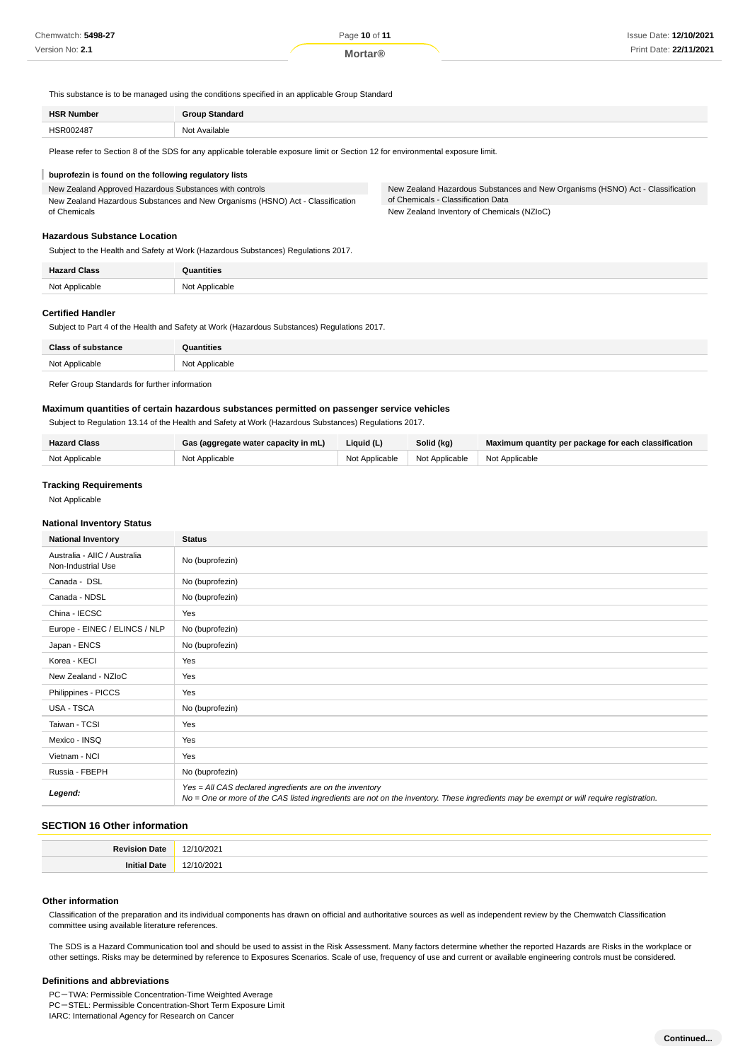This substance is to be managed using the conditions specified in an applicable Group Standard

| HSR Number | Group Standard |
| --- | --- |
| HSR002487 | Not Available |

Please refer to Section 8 of the SDS for any applicable tolerable exposure limit or Section 12 for environmental exposure limit.

**buprofezin is found on the following regulatory lists**

New Zealand Approved Hazardous Substances with controls

New Zealand Hazardous Substances and New Organisms (HSNO) Act - Classification of Chemicals

New Zealand Hazardous Substances and New Organisms (HSNO) Act - Classification of Chemicals - Classification Data

New Zealand Inventory of Chemicals (NZIoC)

### Hazardous Substance Location

Subject to the Health and Safety at Work (Hazardous Substances) Regulations 2017.

| Hazard Class | Quantities |
| --- | --- |
| Not Applicable | Not Applicable |

### Certified Handler

Subject to Part 4 of the Health and Safety at Work (Hazardous Substances) Regulations 2017.

| Class of substance | Quantities |
| --- | --- |
| Not Applicable | Not Applicable |

Refer Group Standards for further information

### Maximum quantities of certain hazardous substances permitted on passenger service vehicles

Subject to Regulation 13.14 of the Health and Safety at Work (Hazardous Substances) Regulations 2017.

| Hazard Class | Gas (aggregate water capacity in mL) | Liquid (L) | Solid (kg) | Maximum quantity per package for each classification |
| --- | --- | --- | --- | --- |
| Not Applicable | Not Applicable | Not Applicable | Not Applicable | Not Applicable |

### Tracking Requirements

Not Applicable

### National Inventory Status

| National Inventory | Status |
| --- | --- |
| Australia - AIIC / Australia Non-Industrial Use | No (buprofezin) |
| Canada - DSL | No (buprofezin) |
| Canada - NDSL | No (buprofezin) |
| China - IECSC | Yes |
| Europe - EINEC / ELINCS / NLP | No (buprofezin) |
| Japan - ENCS | No (buprofezin) |
| Korea - KECI | Yes |
| New Zealand - NZIoC | Yes |
| Philippines - PICCS | Yes |
| USA - TSCA | No (buprofezin) |
| Taiwan - TCSI | Yes |
| Mexico - INSQ | Yes |
| Vietnam - NCI | Yes |
| Russia - FBEPH | No (buprofezin) |
| ***Legend:*** | *Yes = All CAS declared ingredients are on the inventory*<br>*No = One or more of the CAS listed ingredients are not on the inventory. These ingredients may be exempt or will require registration.* |

## SECTION 16 Other information

| | |
| --- | --- |
| **Revision Date** | 12/10/2021 |
| **Initial Date** | 12/10/2021 |

### Other information

Classification of the preparation and its individual components has drawn on official and authoritative sources as well as independent review by the Chemwatch Classification committee using available literature references.

The SDS is a Hazard Communication tool and should be used to assist in the Risk Assessment. Many factors determine whether the reported Hazards are Risks in the workplace or other settings. Risks may be determined by reference to Exposures Scenarios. Scale of use, frequency of use and current or available engineering controls must be considered.

### Definitions and abbreviations

PC－TWA: Permissible Concentration-Time Weighted Average
PC－STEL: Permissible Concentration-Short Term Exposure Limit
IARC: International Agency for Research on Cancer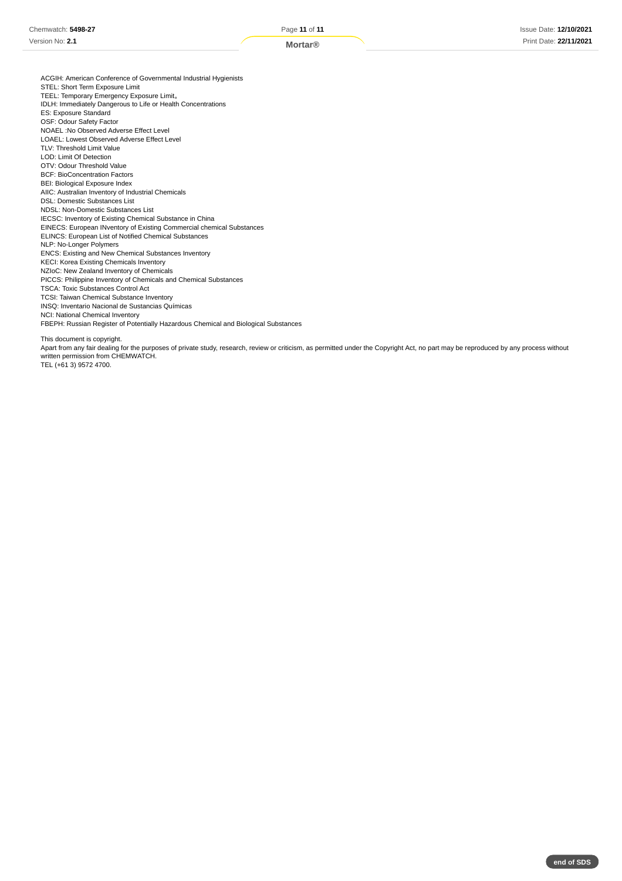ACGIH: American Conference of Governmental Industrial Hygienists
STEL: Short Term Exposure Limit
TEEL: Temporary Emergency Exposure Limit。
IDLH: Immediately Dangerous to Life or Health Concentrations
ES: Exposure Standard
OSF: Odour Safety Factor
NOAEL :No Observed Adverse Effect Level
LOAEL: Lowest Observed Adverse Effect Level
TLV: Threshold Limit Value
LOD: Limit Of Detection
OTV: Odour Threshold Value
BCF: BioConcentration Factors
BEI: Biological Exposure Index
AIIC: Australian Inventory of Industrial Chemicals
DSL: Domestic Substances List
NDSL: Non-Domestic Substances List
IECSC: Inventory of Existing Chemical Substance in China
EINECS: European INventory of Existing Commercial chemical Substances
ELINCS: European List of Notified Chemical Substances
NLP: No-Longer Polymers
ENCS: Existing and New Chemical Substances Inventory
KECI: Korea Existing Chemicals Inventory
NZIoC: New Zealand Inventory of Chemicals
PICCS: Philippine Inventory of Chemicals and Chemical Substances
TSCA: Toxic Substances Control Act
TCSI: Taiwan Chemical Substance Inventory
INSQ: Inventario Nacional de Sustancias Químicas
NCI: National Chemical Inventory
FBEPH: Russian Register of Potentially Hazardous Chemical and Biological Substances

This document is copyright.
Apart from any fair dealing for the purposes of private study, research, review or criticism, as permitted under the Copyright Act, no part may be reproduced by any process without written permission from CHEMWATCH.
TEL (+61 3) 9572 4700.

**end of SDS**